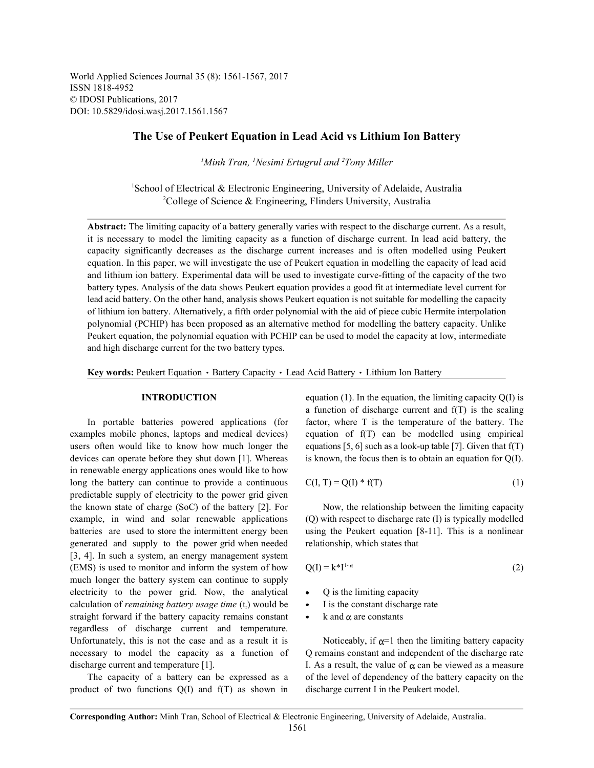World Applied Sciences Journal 35 (8): 1561-1567, 2017
ISSN 1818-4952
© IDOSI Publications, 2017
DOI: 10.5829/idosi.wasj.2017.1561.1567

# The Use of Peukert Equation in Lead Acid vs Lithium Ion Battery

*[1]Minh Tran, [1]Nesimi Ertugrul and [2]Tony Miller*

[1]School of Electrical & Electronic Engineering, University of Adelaide, Australia
[2]College of Science & Engineering, Flinders University, Australia

**Abstract:** The limiting capacity of a battery generally varies with respect to the discharge current. As a result, it is necessary to model the limiting capacity as a function of discharge current. In lead acid battery, the capacity significantly decreases as the discharge current increases and is often modelled using Peukert equation. In this paper, we will investigate the use of Peukert equation in modelling the capacity of lead acid and lithium ion battery. Experimental data will be used to investigate curve-fitting of the capacity of the two battery types. Analysis of the data shows Peukert equation provides a good fit at intermediate level current for lead acid battery. On the other hand, analysis shows Peukert equation is not suitable for modelling the capacity of lithium ion battery. Alternatively, a fifth order polynomial with the aid of piece cubic Hermite interpolation polynomial (PCHIP) has been proposed as an alternative method for modelling the battery capacity. Unlike Peukert equation, the polynomial equation with PCHIP can be used to model the capacity at low, intermediate and high discharge current for the two battery types.

**Key words:** Peukert Equation · Battery Capacity · Lead Acid Battery · Lithium Ion Battery

## INTRODUCTION

In portable batteries powered applications (for examples mobile phones, laptops and medical devices) users often would like to know how much longer the devices can operate before they shut down [1]. Whereas in renewable energy applications ones would like to how long the battery can continue to provide a continuous predictable supply of electricity to the power grid given the known state of charge (SoC) of the battery [2]. For example, in wind and solar renewable applications batteries are used to store the intermittent energy been generated and supply to the power grid when needed [3, 4]. In such a system, an energy management system (EMS) is used to monitor and inform the system of how much longer the battery system can continue to supply electricity to the power grid. Now, the analytical calculation of *remaining battery usage time* ($t_r$) would be straight forward if the battery capacity remains constant regardless of discharge current and temperature. Unfortunately, this is not the case and as a result it is necessary to model the capacity as a function of discharge current and temperature [1].

The capacity of a battery can be expressed as a product of two functions Q(I) and f(T) as shown in equation (1). In the equation, the limiting capacity Q(I) is a function of discharge current and f(T) is the scaling factor, where T is the temperature of the battery. The equation of f(T) can be modelled using empirical equations [5, 6] such as a look-up table [7]. Given that f(T) is known, the focus then is to obtain an equation for Q(I).

$$C(I, T) = Q(I) * f(T) \tag{1}$$

Now, the relationship between the limiting capacity (Q) with respect to discharge rate (I) is typically modelled using the Peukert equation [8-11]. This is a nonlinear relationship, which states that

$$Q(I) = k * I^{1-\alpha} \tag{2}$$

- Q is the limiting capacity
- I is the constant discharge rate
- k and $\alpha$ are constants

Noticeably, if $\alpha$=1 then the limiting battery capacity Q remains constant and independent of the discharge rate I. As a result, the value of $\alpha$ can be viewed as a measure of the level of dependency of the battery capacity on the discharge current I in the Peukert model.

**Corresponding Author:** Minh Tran, School of Electrical & Electronic Engineering, University of Adelaide, Australia.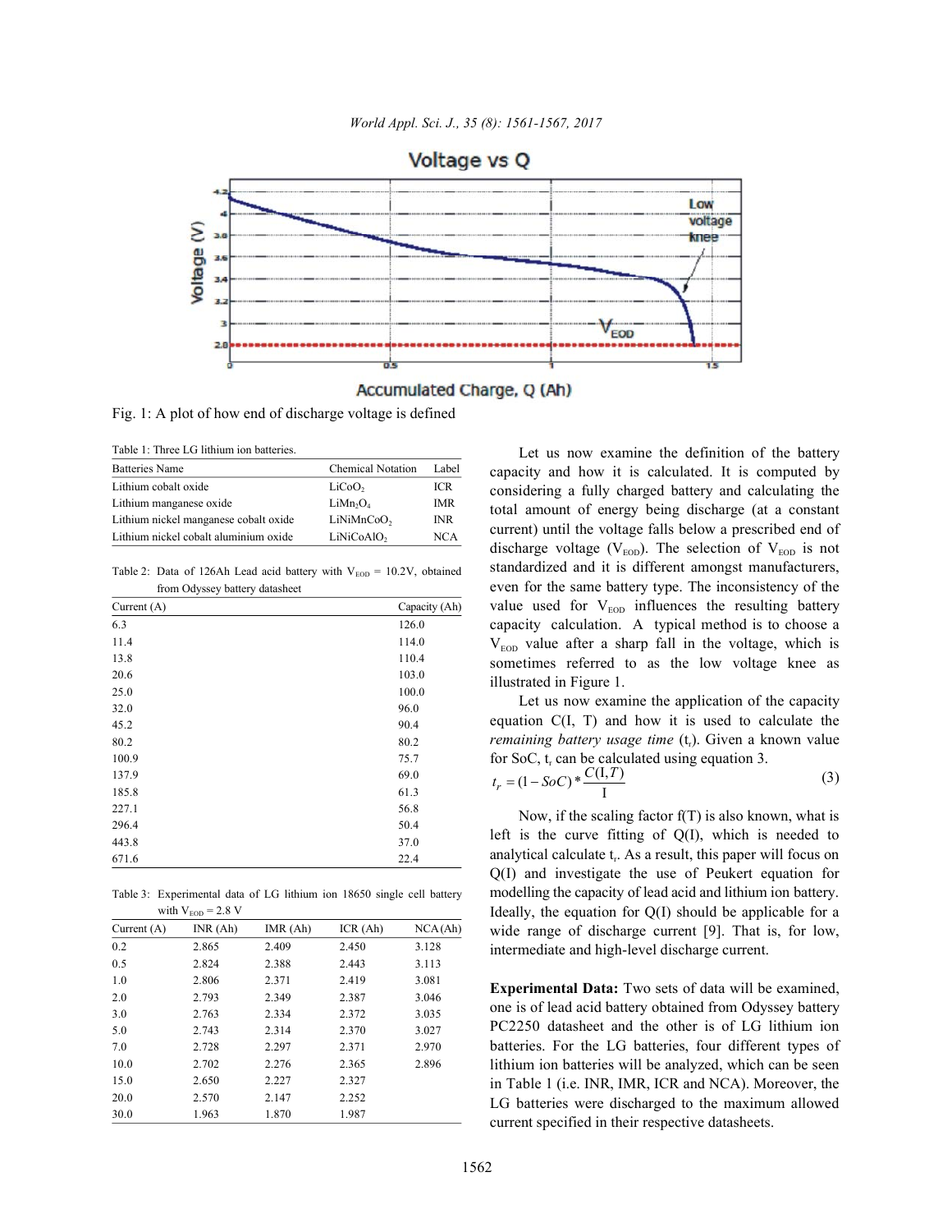Fig. 1: A plot of how end of discharge voltage is defined

Table 1: Three LG lithium ion batteries.

| Batteries Name | Chemical Notation | Label |
|---|---|---|
| Lithium cobalt oxide | $LiCoO_2$ | ICR |
| Lithium manganese oxide | $LiMn_2O_4$ | IMR |
| Lithium nickel manganese cobalt oxide | $LiNiMnCoO_2$ | INR |
| Lithium nickel cobalt aluminium oxide | $LiNiCoAlO_2$ | NCA |

Table 2: Data of 126Ah Lead acid battery with $V_{EOD}$ = 10.2V, obtained from Odyssey battery datasheet

| Current (A) | Capacity (Ah) |
|---|---|
| 6.3 | 126.0 |
| 11.4 | 114.0 |
| 13.8 | 110.4 |
| 20.6 | 103.0 |
| 25.0 | 100.0 |
| 32.0 | 96.0 |
| 45.2 | 90.4 |
| 80.2 | 80.2 |
| 100.9 | 75.7 |
| 137.9 | 69.0 |
| 185.8 | 61.3 |
| 227.1 | 56.8 |
| 296.4 | 50.4 |
| 443.8 | 37.0 |
| 671.6 | 22.4 |

Table 3: Experimental data of LG lithium ion 18650 single cell battery with $V_{EOD}$ = 2.8 V

| Current (A) | INR (Ah) | IMR (Ah) | ICR (Ah) | NCA (Ah) |
|---|---|---|---|---|
| 0.2 | 2.865 | 2.409 | 2.450 | 3.128 |
| 0.5 | 2.824 | 2.388 | 2.443 | 3.113 |
| 1.0 | 2.806 | 2.371 | 2.419 | 3.081 |
| 2.0 | 2.793 | 2.349 | 2.387 | 3.046 |
| 3.0 | 2.763 | 2.334 | 2.372 | 3.035 |
| 5.0 | 2.743 | 2.314 | 2.370 | 3.027 |
| 7.0 | 2.728 | 2.297 | 2.371 | 2.970 |
| 10.0 | 2.702 | 2.276 | 2.365 | 2.896 |
| 15.0 | 2.650 | 2.227 | 2.327 | |
| 20.0 | 2.570 | 2.147 | 2.252 | |
| 30.0 | 1.963 | 1.870 | 1.987 | |

Let us now examine the definition of the battery capacity and how it is calculated. It is computed by considering a fully charged battery and calculating the total amount of energy being discharge (at a constant current) until the voltage falls below a prescribed end of discharge voltage ($V_{EOD}$). The selection of $V_{EOD}$ is not standardized and it is different amongst manufacturers, even for the same battery type. The inconsistency of the value used for $V_{EOD}$ influences the resulting battery capacity calculation. A typical method is to choose a $V_{EOD}$ value after a sharp fall in the voltage, which is sometimes referred to as the low voltage knee as illustrated in Figure 1.

Let us now examine the application of the capacity equation C(I, T) and how it is used to calculate the *remaining battery usage time* ($t_r$). Given a known value for SoC, $t_r$ can be calculated using equation 3.

$$t_r = (1 - SoC) * \frac{C(\mathrm{I}, T)}{\mathrm{I}} \tag{3}$$

Now, if the scaling factor f(T) is also known, what is left is the curve fitting of Q(I), which is needed to analytical calculate $t_r$. As a result, this paper will focus on Q(I) and investigate the use of Peukert equation for modelling the capacity of lead acid and lithium ion battery. Ideally, the equation for Q(I) should be applicable for a wide range of discharge current [9]. That is, for low, intermediate and high-level discharge current.

**Experimental Data:** Two sets of data will be examined, one is of lead acid battery obtained from Odyssey battery PC2250 datasheet and the other is of LG lithium ion batteries. For the LG batteries, four different types of lithium ion batteries will be analyzed, which can be seen in Table 1 (i.e. INR, IMR, ICR and NCA). Moreover, the LG batteries were discharged to the maximum allowed current specified in their respective datasheets.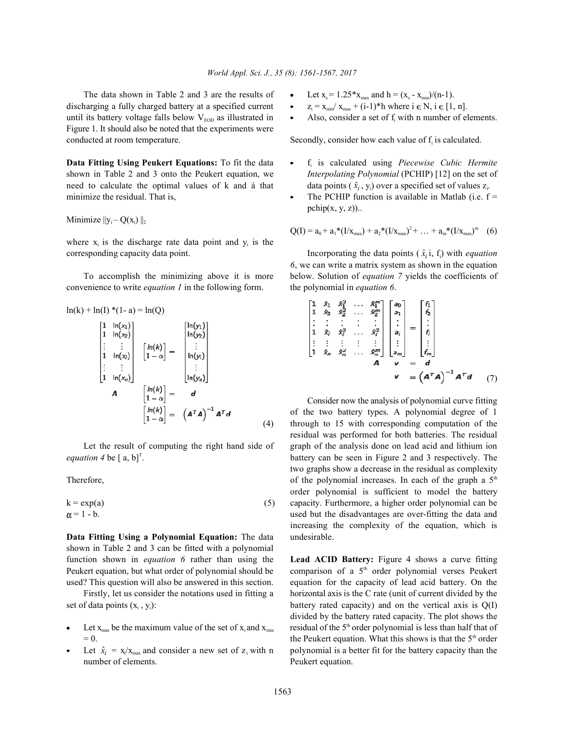The data shown in Table 2 and 3 are the results of discharging a fully charged battery at a specified current until its battery voltage falls below $V_{EOD}$ as illustrated in Figure 1. It should also be noted that the experiments were conducted at room temperature.

**Data Fitting Using Peukert Equations:** To fit the data shown in Table 2 and 3 onto the Peukert equation, we need to calculate the optimal values of k and á that minimize the residual. That is,

$$\text{Minimize } \|y_i - Q(x_i)\|_2$$

where $x_i$ is the discharge rate data point and $y_i$ is the corresponding capacity data point.

To accomplish the minimizing above it is more convenience to write *equation 1* in the following form.

$$\ln(k) + \ln(I) *(1- a) = \ln(Q)$$

$$\underbrace{\begin{bmatrix} 1 & \ln(x_1) \\ 1 & \ln(x_2) \\ \vdots & \vdots \\ 1 & \ln(x_i) \\ \vdots & \vdots \\ 1 & \ln(x_n) \end{bmatrix}}_{A} \begin{bmatrix} \ln(k) \\ 1-\alpha \end{bmatrix} = \underbrace{\begin{bmatrix} \ln(y_1) \\ \ln(y_2) \\ \vdots \\ \ln(y_i) \\ \vdots \\ \ln(y_n) \end{bmatrix}}_{d}$$

$$\begin{bmatrix} \ln(k) \\ 1-\alpha \end{bmatrix} = \left(A^T A\right)^{-1} A^T d \tag{4}$$

Let the result of computing the right hand side of *equation 4* be $[a, b]^T$.

Therefore,

$$k = \exp(a) \tag{5}$$
$$\alpha = 1 - b.$$

**Data Fitting Using a Polynomial Equation:** The data shown in Table 2 and 3 can be fitted with a polynomial function shown in *equation 6* rather than using the Peukert equation, but what order of polynomial should be used? This question will also be answered in this section.

Firstly, let us consider the notations used in fitting a set of data points $(x_i, y_i)$:

- Let $x_{max}$ be the maximum value of the set of $x_i$ and $x_{min} = 0$.
- Let $\hat{x}_i = x_i/x_{max}$ and consider a new set of $z_i$ with n number of elements.
- Let $x_s = 1.25*x_{max}$ and $h = (x_s - x_{min})/(n-1)$.
- $z_i = x_{min}/x_{max} + (i-1)*h$ where $i \in N$, $i \in [1, n]$.
- Also, consider a set of $f_i$ with n number of elements.

Secondly, consider how each value of $f_i$ is calculated.

- $f_i$ is calculated using *Piecewise Cubic Hermite Interpolating Polynomial* (PCHIP) [12] on the set of data points $(\hat{x}_i, y_i)$ over a specified set of values $z_i$.
- The PCHIP function is available in Matlab (i.e. f = pchip(x, y, z))..

$$Q(I) = a_0 + a_1*(I/x_{max}) + a_2*(I/x_{max})^2 + \ldots + a_m*(I/x_{max})^m \tag{6}$$

Incorporating the data points $(\hat{x}_i i, f_i)$ with *equation 6*, we can write a matrix system as shown in the equation below. Solution of *equation 7* yields the coefficients of the polynomial in *equation 6*.

$$\underbrace{\begin{bmatrix} 1 & \hat{x}_1 & \hat{x}_1^2 & \ldots & \hat{x}_1^m \\ 1 & \hat{x}_2 & \hat{x}_2^2 & \ldots & \hat{x}_2^m \\ \vdots & \vdots & \vdots & \vdots & \vdots \\ 1 & \hat{x}_i & \hat{x}_i^2 & \ldots & \hat{x}_i^2 \\ \vdots & \vdots & \vdots & \vdots & \vdots \\ 1 & \hat{x}_n & \hat{x}_n^2 & \ldots & \hat{x}_n^m \end{bmatrix}}_{A} \underbrace{\begin{bmatrix} a_0 \\ a_1 \\ \vdots \\ a_i \\ \vdots \\ a_m \end{bmatrix}}_{v} = \underbrace{\begin{bmatrix} f_1 \\ f_2 \\ \vdots \\ f_i \\ \vdots \\ f_m \end{bmatrix}}_{d}$$

$$v = \left(A^T A\right)^{-1} A^T d \tag{7}$$

Consider now the analysis of polynomial curve fitting of the two battery types. A polynomial degree of 1 through to 15 with corresponding computation of the residual was performed for both batteries. The residual graph of the analysis done on lead acid and lithium ion battery can be seen in Figure 2 and 3 respectively. The two graphs show a decrease in the residual as complexity of the polynomial increases. In each of the graph a 5th order polynomial is sufficient to model the battery capacity. Furthermore, a higher order polynomial can be used but the disadvantages are over-fitting the data and increasing the complexity of the equation, which is undesirable.

**Lead ACID Battery:** Figure 4 shows a curve fitting comparison of a 5th order polynomial verses Peukert equation for the capacity of lead acid battery. On the horizontal axis is the C rate (unit of current divided by the battery rated capacity) and on the vertical axis is Q(I) divided by the battery rated capacity. The plot shows the residual of the 5th order polynomial is less than half that of the Peukert equation. What this shows is that the 5th order polynomial is a better fit for the battery capacity than the Peukert equation.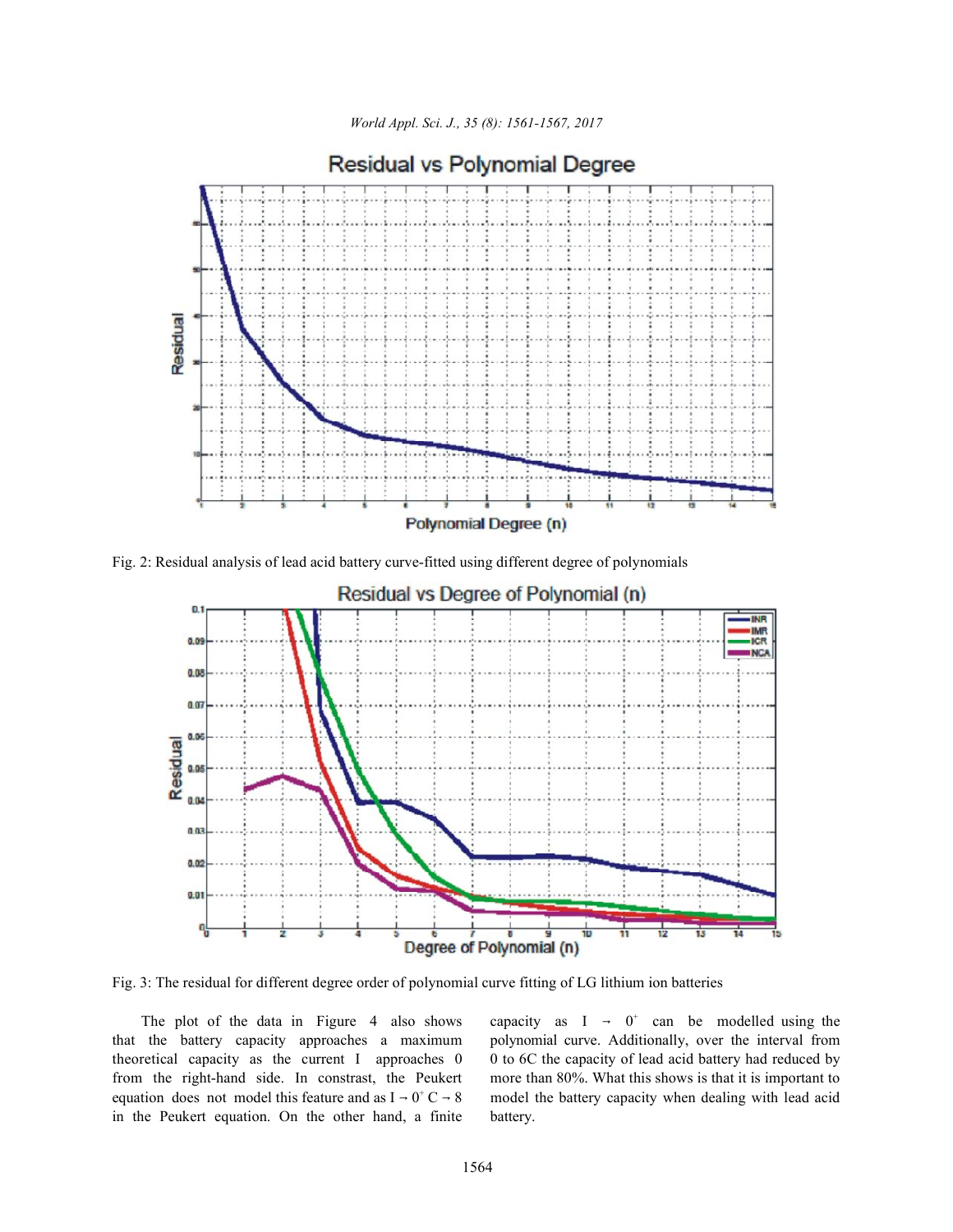Fig. 2: Residual analysis of lead acid battery curve-fitted using different degree of polynomials

Fig. 3: The residual for different degree order of polynomial curve fitting of LG lithium ion batteries

The plot of the data in Figure 4 also shows that the battery capacity approaches a maximum theoretical capacity as the current I approaches 0 from the right-hand side. In constrast, the Peukert equation does not model this feature and as $I \rightarrow 0^+$ $C \rightarrow \infty$ in the Peukert equation. On the other hand, a finite capacity as $I \rightarrow 0^+$ can be modelled using the polynomial curve. Additionally, over the interval from 0 to 6C the capacity of lead acid battery had reduced by more than 80%. What this shows is that it is important to model the battery capacity when dealing with lead acid battery.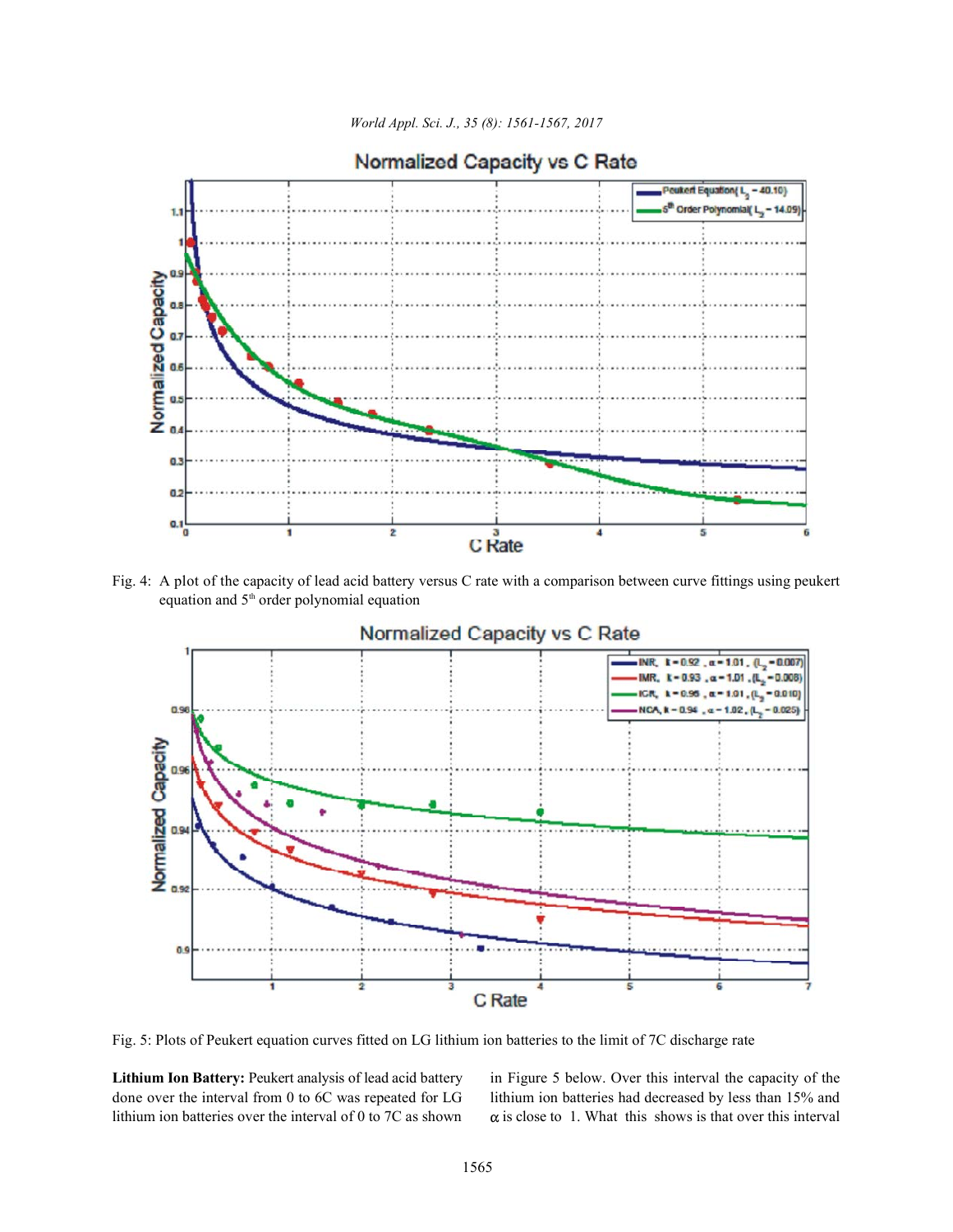Fig. 4: A plot of the capacity of lead acid battery versus C rate with a comparison between curve fittings using peukert equation and 5th order polynomial equation

Fig. 5: Plots of Peukert equation curves fitted on LG lithium ion batteries to the limit of 7C discharge rate

**Lithium Ion Battery:** Peukert analysis of lead acid battery done over the interval from 0 to 6C was repeated for LG lithium ion batteries over the interval of 0 to 7C as shown in Figure 5 below. Over this interval the capacity of the lithium ion batteries had decreased by less than 15% and $\alpha$ is close to 1. What this shows is that over this interval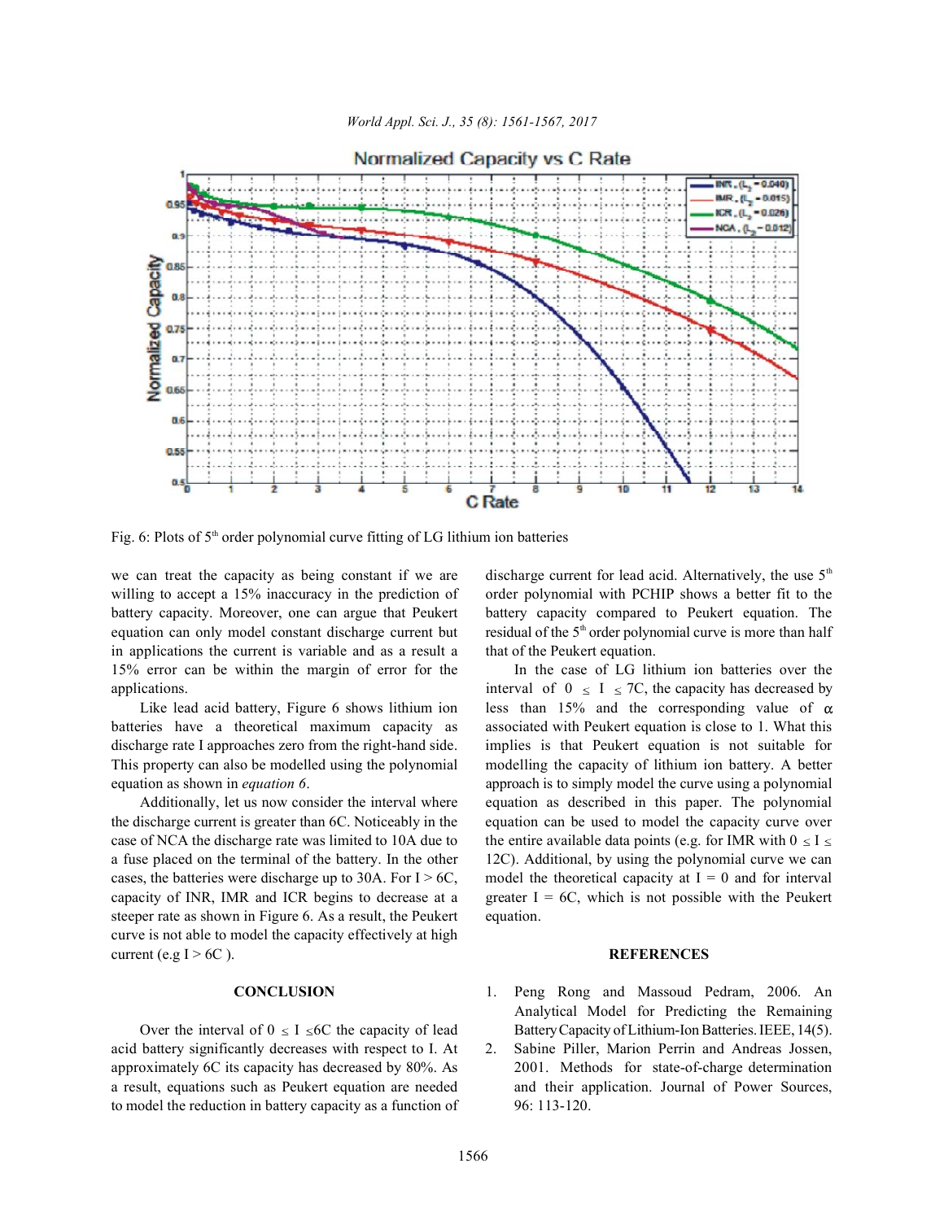Fig. 6: Plots of 5th order polynomial curve fitting of LG lithium ion batteries

we can treat the capacity as being constant if we are willing to accept a 15% inaccuracy in the prediction of battery capacity. Moreover, one can argue that Peukert equation can only model constant discharge current but in applications the current is variable and as a result a 15% error can be within the margin of error for the applications.

Like lead acid battery, Figure 6 shows lithium ion batteries have a theoretical maximum capacity as discharge rate I approaches zero from the right-hand side. This property can also be modelled using the polynomial equation as shown in *equation 6*.

Additionally, let us now consider the interval where the discharge current is greater than 6C. Noticeably in the case of NCA the discharge rate was limited to 10A due to a fuse placed on the terminal of the battery. In the other cases, the batteries were discharge up to 30A. For I > 6C, capacity of INR, IMR and ICR begins to decrease at a steeper rate as shown in Figure 6. As a result, the Peukert curve is not able to model the capacity effectively at high current (e.g I > 6C ).

## CONCLUSION

Over the interval of $0 \leq I \leq 6C$ the capacity of lead acid battery significantly decreases with respect to I. At approximately 6C its capacity has decreased by 80%. As a result, equations such as Peukert equation are needed to model the reduction in battery capacity as a function of discharge current for lead acid. Alternatively, the use 5th order polynomial with PCHIP shows a better fit to the battery capacity compared to Peukert equation. The residual of the 5th order polynomial curve is more than half that of the Peukert equation.

In the case of LG lithium ion batteries over the interval of $0 \leq I \leq 7C$, the capacity has decreased by less than 15% and the corresponding value of $\alpha$ associated with Peukert equation is close to 1. What this implies is that Peukert equation is not suitable for modelling the capacity of lithium ion battery. A better approach is to simply model the curve using a polynomial equation as described in this paper. The polynomial equation can be used to model the capacity curve over the entire available data points (e.g. for IMR with $0 \leq I \leq 12C$). Additional, by using the polynomial curve we can model the theoretical capacity at I = 0 and for interval greater I = 6C, which is not possible with the Peukert equation.

## REFERENCES

1. Peng Rong and Massoud Pedram, 2006. An Analytical Model for Predicting the Remaining Battery Capacity of Lithium-Ion Batteries. IEEE, 14(5).
2. Sabine Piller, Marion Perrin and Andreas Jossen, 2001. Methods for state-of-charge determination and their application. Journal of Power Sources, 96: 113-120.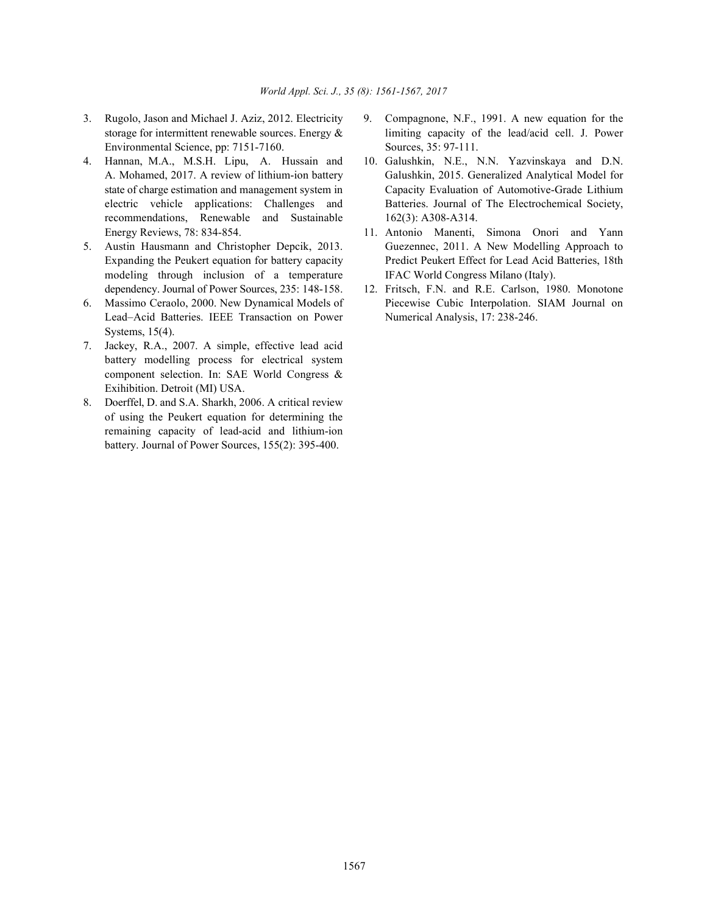3. Rugolo, Jason and Michael J. Aziz, 2012. Electricity storage for intermittent renewable sources. Energy & Environmental Science, pp: 7151-7160.
4. Hannan, M.A., M.S.H. Lipu, A. Hussain and A. Mohamed, 2017. A review of lithium-ion battery state of charge estimation and management system in electric vehicle applications: Challenges and recommendations, Renewable and Sustainable Energy Reviews, 78: 834-854.
5. Austin Hausmann and Christopher Depcik, 2013. Expanding the Peukert equation for battery capacity modeling through inclusion of a temperature dependency. Journal of Power Sources, 235: 148-158.
6. Massimo Ceraolo, 2000. New Dynamical Models of Lead–Acid Batteries. IEEE Transaction on Power Systems, 15(4).
7. Jackey, R.A., 2007. A simple, effective lead acid battery modelling process for electrical system component selection. In: SAE World Congress & Exihibition. Detroit (MI) USA.
8. Doerffel, D. and S.A. Sharkh, 2006. A critical review of using the Peukert equation for determining the remaining capacity of lead-acid and lithium-ion battery. Journal of Power Sources, 155(2): 395-400.
9. Compagnone, N.F., 1991. A new equation for the limiting capacity of the lead/acid cell. J. Power Sources, 35: 97-111.
10. Galushkin, N.E., N.N. Yazvinskaya and D.N. Galushkin, 2015. Generalized Analytical Model for Capacity Evaluation of Automotive-Grade Lithium Batteries. Journal of The Electrochemical Society, 162(3): A308-A314.
11. Antonio Manenti, Simona Onori and Yann Guezennec, 2011. A New Modelling Approach to Predict Peukert Effect for Lead Acid Batteries, 18th IFAC World Congress Milano (Italy).
12. Fritsch, F.N. and R.E. Carlson, 1980. Monotone Piecewise Cubic Interpolation. SIAM Journal on Numerical Analysis, 17: 238-246.